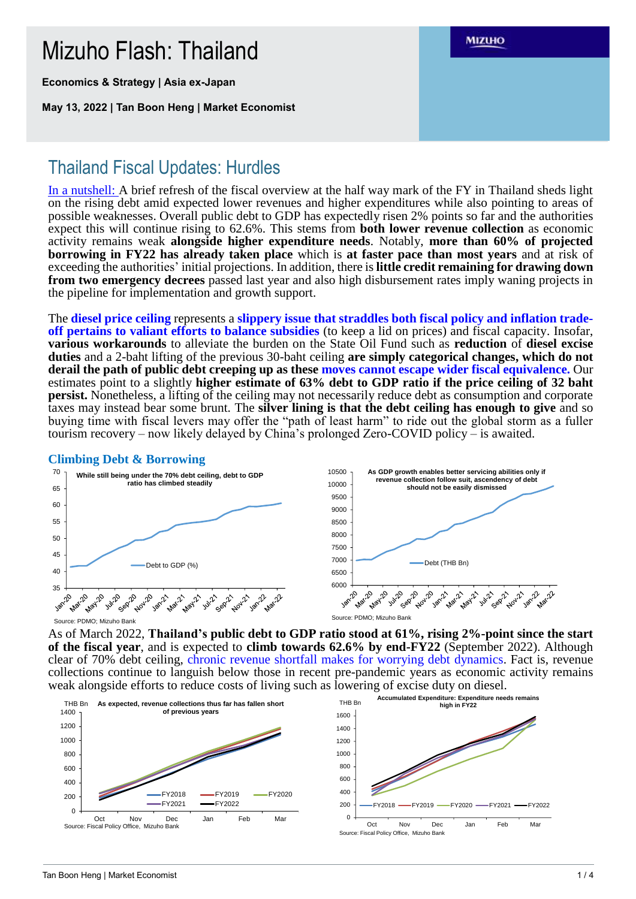# Mizuho Flash: Thailand

**Economics & Strategy | Asia ex-Japan**

**May 13, 2022 | Tan Boon Heng | Market Economist**

MIZUHO

## Thailand Fiscal Updates: Hurdles

In a nutshell: A brief refresh of the fiscal overview at the half way mark of the FY in Thailand sheds light on the rising debt amid expected lower revenues and higher expenditures while also pointing to areas of possible weaknesses. Overall public debt to GDP has expectedly risen 2% points so far and the authorities expect this will continue rising to 62.6%. This stems from **both lower revenue collection** as economic activity remains weak **alongside higher expenditure needs**. Notably, **more than 60% of projected borrowing in FY22 has already taken place** which is **at faster pace than most years** and at risk of exceeding the authorities' initial projections. In addition, there is **little credit remaining for drawing down from two emergency decrees** passed last year and also high disbursement rates imply waning projects in the pipeline for implementation and growth support.

The **diesel price ceiling** represents a **slippery issue that straddles both fiscal policy and inflation trade-off pertains to valiant efforts to balance subsidies** (to keep a lid on prices) and fiscal capacity. Insofar, **various workarounds** to alleviate the burden on the State Oil Fund such as **reduction** of **diesel excise duties** and a 2-baht lifting of the previous 30-baht ceiling **are simply categorical changes, which do not derail the path of public debt creeping up as these moves cannot escape wider fiscal equivalence.** Our estimates point to a slightly **higher estimate of 63% debt to GDP ratio if the price ceiling of 32 baht persist.** Nonetheless, a lifting of the ceiling may not necessarily reduce debt as consumption and corporate taxes may instead bear some brunt. The **silver lining is that the debt ceiling has enough to give** and so buying time with fiscal levers may offer the "path of least harm" to ride out the global storm as a fuller tourism recovery – now likely delayed by China's prolonged Zero-COVID policy – is awaited.

### Climbing Debt & Borrowing

While still being under the 70% debt ceiling, debt to GDP ratio has climbed steadily

Source: PDMO; Mizuho Bank

As GDP growth enables better servicing abilities only if revenue collection follow suit, ascendency of debt should not be easily dismissed

Source: PDMO; Mizuho Bank

As of March 2022, **Thailand's public debt to GDP ratio stood at 61%, rising 2%-point since the start of the fiscal year**, and is expected to **climb towards 62.6% by end-FY22** (September 2022). Although clear of 70% debt ceiling, chronic revenue shortfall makes for worrying debt dynamics. Fact is, revenue collections continue to languish below those in recent pre-pandemic years as economic activity remains weak alongside efforts to reduce costs of living such as lowering of excise duty on diesel.

As expected, revenue collections thus far has fallen short of previous years

Source: Fiscal Policy Office, Mizuho Bank

Accumulated Expenditure: Expenditure needs remains high in FY22

Source: Fiscal Policy Office, Mizuho Bank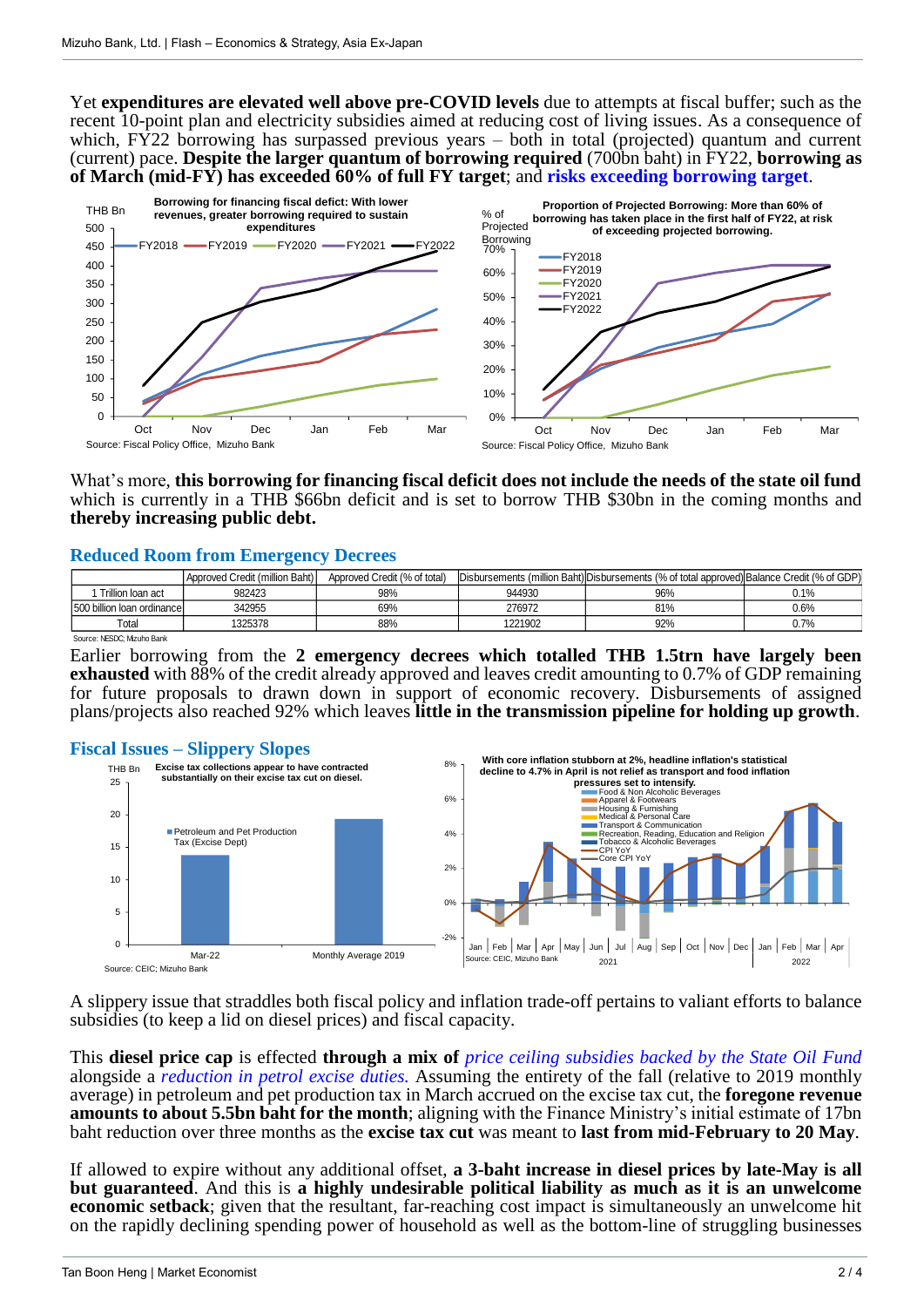Yet **expenditures are elevated well above pre-COVID levels** due to attempts at fiscal buffer; such as the recent 10-point plan and electricity subsidies aimed at reducing cost of living issues. As a consequence of which, FY22 borrowing has surpassed previous years – both in total (projected) quantum and current (current) pace. **Despite the larger quantum of borrowing required** (700bn baht) in FY22, **borrowing as of March (mid-FY) has exceeded 60% of full FY target**; and **risks exceeding borrowing target**.

**Borrowing for financing fiscal defict: With lower revenues, greater borrowing required to sustain expenditures**

Source: Fiscal Policy Office, Mizuho Bank

**Proportion of Projected Borrowing: More than 60% of borrowing has taken place in the first half of FY22, at risk of exceeding projected borrowing.**

Source: Fiscal Policy Office, Mizuho Bank

What's more, **this borrowing for financing fiscal deficit does not include the needs of the state oil fund** which is currently in a THB $66bn deficit and is set to borrow THB $30bn in the coming months and **thereby increasing public debt.**

## Reduced Room from Emergency Decrees

| | Approved Credit (million Baht) | Approved Credit (% of total) | Disbursements (million Baht) | Disbursements (% of total approved) | Balance Credit (% of GDP) |
|---|---|---|---|---|---|
| 1 Trillion loan act | 982423 | 98% | 944930 | 96% | 0.1% |
| 500 billion loan ordinance | 342955 | 69% | 276972 | 81% | 0.6% |
| Total | 1325378 | 88% | 1221902 | 92% | 0.7% |

Source: NESDC; Mizuho Bank

Earlier borrowing from the **2 emergency decrees which totalled THB 1.5trn have largely been exhausted** with 88% of the credit already approved and leaves credit amounting to 0.7% of GDP remaining for future proposals to drawn down in support of economic recovery. Disbursements of assigned plans/projects also reached 92% which leaves **little in the transmission pipeline for holding up growth**.

## Fiscal Issues – Slippery Slopes

**Excise tax collections appear to have contracted substantially on their excise tax cut on diesel.**

Source: CEIC; Mizuho Bank

**With core inflation stubborn at 2%, headline inflation's statistical decline to 4.7% in April is not relief as transport and food inflation pressures set to intensify.**

Source: CEIC, Mizuho Bank

A slippery issue that straddles both fiscal policy and inflation trade-off pertains to valiant efforts to balance subsidies (to keep a lid on diesel prices) and fiscal capacity.

This **diesel price cap** is effected **through a mix of** *price ceiling subsidies backed by the State Oil Fund* alongside a *reduction in petrol excise duties.* Assuming the entirety of the fall (relative to 2019 monthly average) in petroleum and pet production tax in March accrued on the excise tax cut, the **foregone revenue amounts to about 5.5bn baht for the month**; aligning with the Finance Ministry's initial estimate of 17bn baht reduction over three months as the **excise tax cut** was meant to **last from mid-February to 20 May**.

If allowed to expire without any additional offset, **a 3-baht increase in diesel prices by late-May is all but guaranteed**. And this is **a highly undesirable political liability as much as it is an unwelcome economic setback**; given that the resultant, far-reaching cost impact is simultaneously an unwelcome hit on the rapidly declining spending power of household as well as the bottom-line of struggling businesses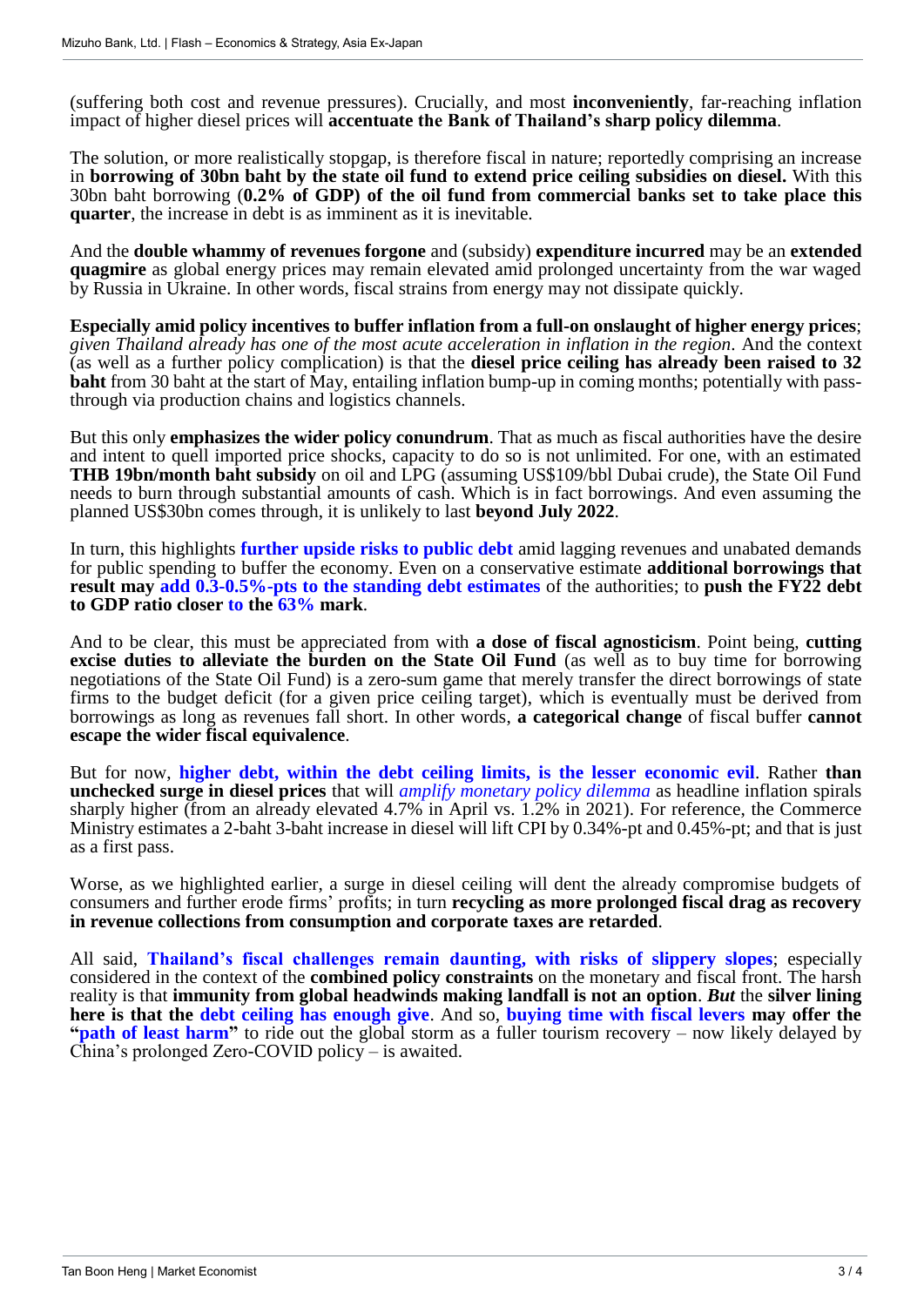(suffering both cost and revenue pressures). Crucially, and most **inconveniently**, far-reaching inflation impact of higher diesel prices will **accentuate the Bank of Thailand's sharp policy dilemma**.

The solution, or more realistically stopgap, is therefore fiscal in nature; reportedly comprising an increase in **borrowing of 30bn baht by the state oil fund to extend price ceiling subsidies on diesel.** With this 30bn baht borrowing (**0.2% of GDP) of the oil fund from commercial banks set to take place this quarter**, the increase in debt is as imminent as it is inevitable.

And the **double whammy of revenues forgone** and (subsidy) **expenditure incurred** may be an **extended quagmire** as global energy prices may remain elevated amid prolonged uncertainty from the war waged by Russia in Ukraine. In other words, fiscal strains from energy may not dissipate quickly.

**Especially amid policy incentives to buffer inflation from a full-on onslaught of higher energy prices**; *given Thailand already has one of the most acute acceleration in inflation in the region*. And the context (as well as a further policy complication) is that the **diesel price ceiling has already been raised to 32 baht** from 30 baht at the start of May, entailing inflation bump-up in coming months; potentially with pass-through via production chains and logistics channels.

But this only **emphasizes the wider policy conundrum**. That as much as fiscal authorities have the desire and intent to quell imported price shocks, capacity to do so is not unlimited. For one, with an estimated **THB 19bn/month baht subsidy** on oil and LPG (assuming US$109/bbl Dubai crude), the State Oil Fund needs to burn through substantial amounts of cash. Which is in fact borrowings. And even assuming the planned US$30bn comes through, it is unlikely to last **beyond July 2022**.

In turn, this highlights **further upside risks to public debt** amid lagging revenues and unabated demands for public spending to buffer the economy. Even on a conservative estimate **additional borrowings that result may add 0.3-0.5%-pts to the standing debt estimates** of the authorities; to **push the FY22 debt to GDP ratio closer to the 63% mark**.

And to be clear, this must be appreciated from with **a dose of fiscal agnosticism**. Point being, **cutting excise duties to alleviate the burden on the State Oil Fund** (as well as to buy time for borrowing negotiations of the State Oil Fund) is a zero-sum game that merely transfer the direct borrowings of state firms to the budget deficit (for a given price ceiling target), which is eventually must be derived from borrowings as long as revenues fall short. In other words, **a categorical change** of fiscal buffer **cannot escape the wider fiscal equivalence**.

But for now, **higher debt, within the debt ceiling limits, is the lesser economic evil**. Rather **than unchecked surge in diesel prices** that will ***amplify monetary policy dilemma*** as headline inflation spirals sharply higher (from an already elevated 4.7% in April vs. 1.2% in 2021). For reference, the Commerce Ministry estimates a 2-baht 3-baht increase in diesel will lift CPI by 0.34%-pt and 0.45%-pt; and that is just as a first pass.

Worse, as we highlighted earlier, a surge in diesel ceiling will dent the already compromise budgets of consumers and further erode firms' profits; in turn **recycling as more prolonged fiscal drag as recovery in revenue collections from consumption and corporate taxes are retarded**.

All said, **Thailand's fiscal challenges remain daunting, with risks of slippery slopes**; especially considered in the context of the **combined policy constraints** on the monetary and fiscal front. The harsh reality is that **immunity from global headwinds making landfall is not an option**. ***But*** the **silver lining here is that the debt ceiling has enough give**. And so, **buying time with fiscal levers may offer the "path of least harm"** to ride out the global storm as a fuller tourism recovery – now likely delayed by China's prolonged Zero-COVID policy – is awaited.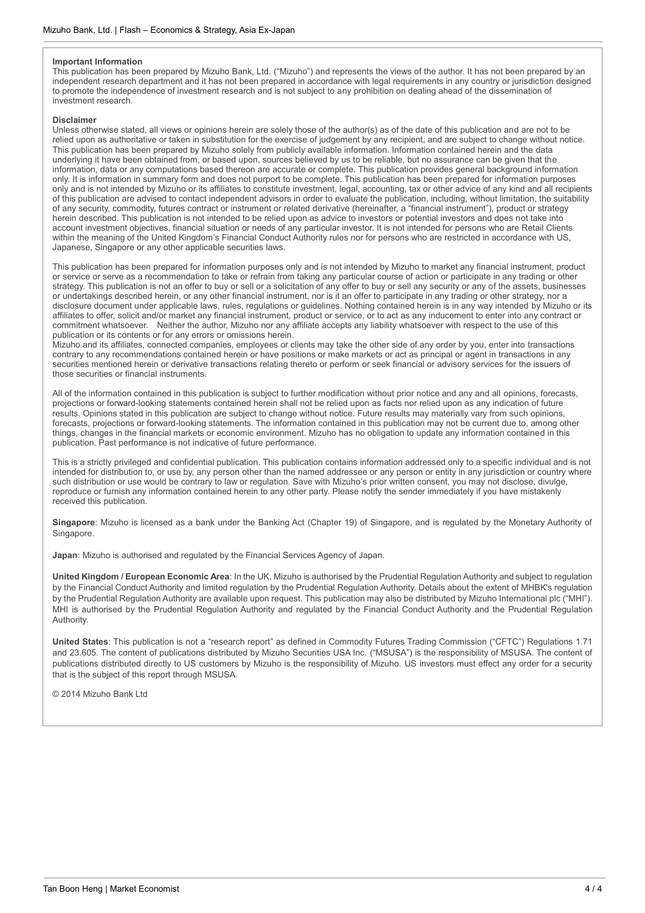**Important Information**

This publication has been prepared by Mizuho Bank, Ltd. ("Mizuho") and represents the views of the author. It has not been prepared by an independent research department and it has not been prepared in accordance with legal requirements in any country or jurisdiction designed to promote the independence of investment research and is not subject to any prohibition on dealing ahead of the dissemination of investment research.

**Disclaimer**

Unless otherwise stated, all views or opinions herein are solely those of the author(s) as of the date of this publication and are not to be relied upon as authoritative or taken in substitution for the exercise of judgement by any recipient, and are subject to change without notice. This publication has been prepared by Mizuho solely from publicly available information. Information contained herein and the data underlying it have been obtained from, or based upon, sources believed by us to be reliable, but no assurance can be given that the information, data or any computations based thereon are accurate or complete. This publication provides general background information only. It is information in summary form and does not purport to be complete. This publication has been prepared for information purposes only and is not intended by Mizuho or its affiliates to constitute investment, legal, accounting, tax or other advice of any kind and all recipients of this publication are advised to contact independent advisors in order to evaluate the publication, including, without limitation, the suitability of any security, commodity, futures contract or instrument or related derivative (hereinafter, a "financial instrument"), product or strategy herein described. This publication is not intended to be relied upon as advice to investors or potential investors and does not take into account investment objectives, financial situation or needs of any particular investor. It is not intended for persons who are Retail Clients within the meaning of the United Kingdom's Financial Conduct Authority rules nor for persons who are restricted in accordance with US, Japanese, Singapore or any other applicable securities laws.

This publication has been prepared for information purposes only and is not intended by Mizuho to market any financial instrument, product or service or serve as a recommendation to take or refrain from taking any particular course of action or participate in any trading or other strategy. This publication is not an offer to buy or sell or a solicitation of any offer to buy or sell any security or any of the assets, businesses or undertakings described herein, or any other financial instrument, nor is it an offer to participate in any trading or other strategy, nor a disclosure document under applicable laws, rules, regulations or guidelines. Nothing contained herein is in any way intended by Mizuho or its affiliates to offer, solicit and/or market any financial instrument, product or service, or to act as any inducement to enter into any contract or commitment whatsoever. Neither the author, Mizuho nor any affiliate accepts any liability whatsoever with respect to the use of this publication or its contents or for any errors or omissions herein.

Mizuho and its affiliates, connected companies, employees or clients may take the other side of any order by you, enter into transactions contrary to any recommendations contained herein or have positions or make markets or act as principal or agent in transactions in any securities mentioned herein or derivative transactions relating thereto or perform or seek financial or advisory services for the issuers of those securities or financial instruments.

All of the information contained in this publication is subject to further modification without prior notice and any and all opinions, forecasts, projections or forward-looking statements contained herein shall not be relied upon as facts nor relied upon as any indication of future results. Opinions stated in this publication are subject to change without notice. Future results may materially vary from such opinions, forecasts, projections or forward-looking statements. The information contained in this publication may not be current due to, among other things, changes in the financial markets or economic environment. Mizuho has no obligation to update any information contained in this publication. Past performance is not indicative of future performance.

This is a strictly privileged and confidential publication. This publication contains information addressed only to a specific individual and is not intended for distribution to, or use by, any person other than the named addressee or any person or entity in any jurisdiction or country where such distribution or use would be contrary to law or regulation. Save with Mizuho's prior written consent, you may not disclose, divulge, reproduce or furnish any information contained herein to any other party. Please notify the sender immediately if you have mistakenly received this publication.

**Singapore**: Mizuho is licensed as a bank under the Banking Act (Chapter 19) of Singapore, and is regulated by the Monetary Authority of Singapore.

**Japan**: Mizuho is authorised and regulated by the Financial Services Agency of Japan.

**United Kingdom / European Economic Area**: In the UK, Mizuho is authorised by the Prudential Regulation Authority and subject to regulation by the Financial Conduct Authority and limited regulation by the Prudential Regulation Authority. Details about the extent of MHBK's regulation by the Prudential Regulation Authority are available upon request. This publication may also be distributed by Mizuho International plc ("MHI"). MHI is authorised by the Prudential Regulation Authority and regulated by the Financial Conduct Authority and the Prudential Regulation Authority.

**United States**: This publication is not a "research report" as defined in Commodity Futures Trading Commission ("CFTC") Regulations 1.71 and 23.605. The content of publications distributed by Mizuho Securities USA Inc. ("MSUSA") is the responsibility of MSUSA. The content of publications distributed directly to US customers by Mizuho is the responsibility of Mizuho. US investors must effect any order for a security that is the subject of this report through MSUSA.

© 2014 Mizuho Bank Ltd